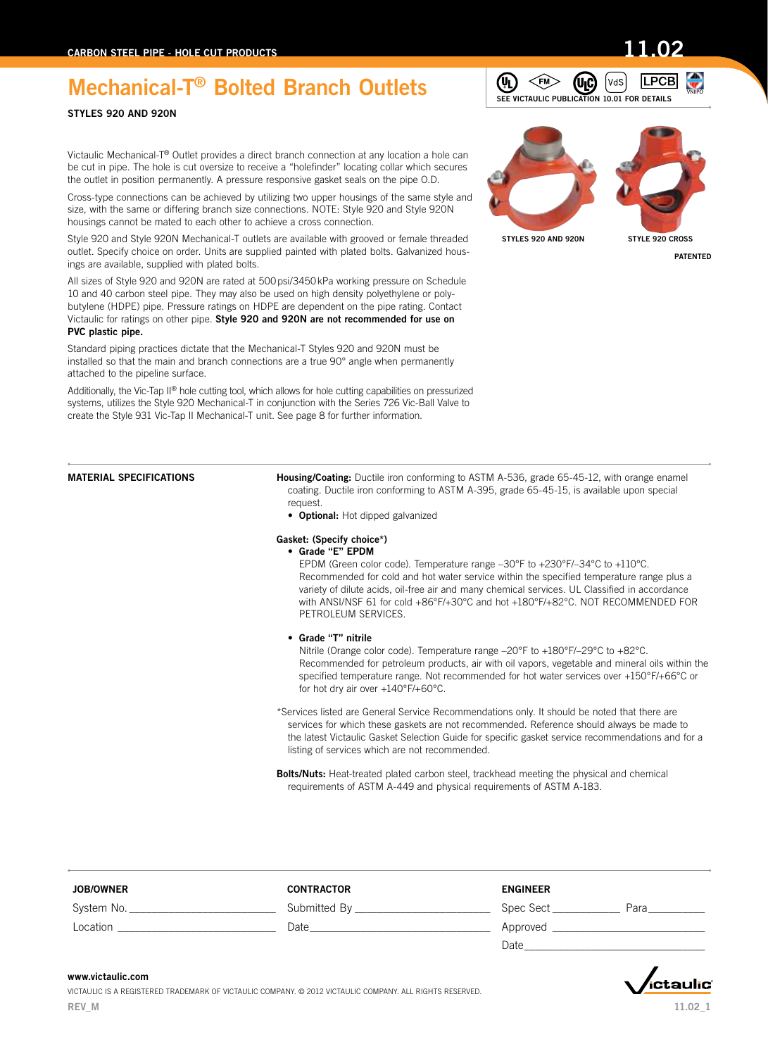# Mechanical-T® Bolted Branch Outlets

**STYLES 920 AND 920N**

SEE VICTAULIC PUBLICATION 10.01 FOR DETAILS

Victaulic Mechanical-T® Outlet provides a direct branch connection at any location a hole can be cut in pipe. The hole is cut oversize to receive a "holefinder" locating collar which secures the outlet in position permanently. A pressure responsive gasket seals on the pipe O.D.

Cross-type connections can be achieved by utilizing two upper housings of the same style and size, with the same or differing branch size connections. NOTE: Style 920 and Style 920N housings cannot be mated to each other to achieve a cross connection.

Style 920 and Style 920N Mechanical-T outlets are available with grooved or female threaded outlet. Specify choice on order. Units are supplied painted with plated bolts. Galvanized housings are available, supplied with plated bolts.

All sizes of Style 920 and 920N are rated at 500 psi/3450 kPa working pressure on Schedule 10 and 40 carbon steel pipe. They may also be used on high density polyethylene or polybutylene (HDPE) pipe. Pressure ratings on HDPE are dependent on the pipe rating. Contact Victaulic for ratings on other pipe. **Style 920 and 920N are not recommended for use on PVC plastic pipe.**

Standard piping practices dictate that the Mechanical-T Styles 920 and 920N must be installed so that the main and branch connections are a true 90° angle when permanently attached to the pipeline surface.

Additionally, the Vic-Tap II® hole cutting tool, which allows for hole cutting capabilities on pressurized systems, utilizes the Style 920 Mechanical-T in conjunction with the Series 726 Vic-Ball Valve to create the Style 931 Vic-Tap II Mechanical-T unit. See page 8 for further information.

STYLES 920 AND 920N

STYLE 920 CROSS

PATENTED

## MATERIAL SPECIFICATIONS

**Housing/Coating:** Ductile iron conforming to ASTM A-536, grade 65-45-12, with orange enamel coating. Ductile iron conforming to ASTM A-395, grade 65-45-15, is available upon special request.

- **Optional:** Hot dipped galvanized

**Gasket: (Specify choice*)**

- **Grade "E" EPDM**

  EPDM (Green color code). Temperature range –30°F to +230°F/–34°C to +110°C. Recommended for cold and hot water service within the specified temperature range plus a variety of dilute acids, oil-free air and many chemical services. UL Classified in accordance with ANSI/NSF 61 for cold +86°F/+30°C and hot +180°F/+82°C. NOT RECOMMENDED FOR PETROLEUM SERVICES.

- **Grade "T" nitrile**

  Nitrile (Orange color code). Temperature range –20°F to +180°F/–29°C to +82°C. Recommended for petroleum products, air with oil vapors, vegetable and mineral oils within the specified temperature range. Not recommended for hot water services over +150°F/+66°C or for hot dry air over +140°F/+60°C.

*Services listed are General Service Recommendations only. It should be noted that there are services for which these gaskets are not recommended. Reference should always be made to the latest Victaulic Gasket Selection Guide for specific gasket service recommendations and for a listing of services which are not recommended.

**Bolts/Nuts:** Heat-treated plated carbon steel, trackhead meeting the physical and chemical requirements of ASTM A-449 and physical requirements of ASTM A-183.

| JOB/OWNER | CONTRACTOR | ENGINEER |
|---|---|---|
| System No. ________ | Submitted By ________ | Spec Sect ________ Para ________ |
| Location ________ | Date ________ | Approved ________ |
| | | Date ________ |

www.victaulic.com

VICTAULIC IS A REGISTERED TRADEMARK OF VICTAULIC COMPANY. © 2012 VICTAULIC COMPANY. ALL RIGHTS RESERVED.

REV_M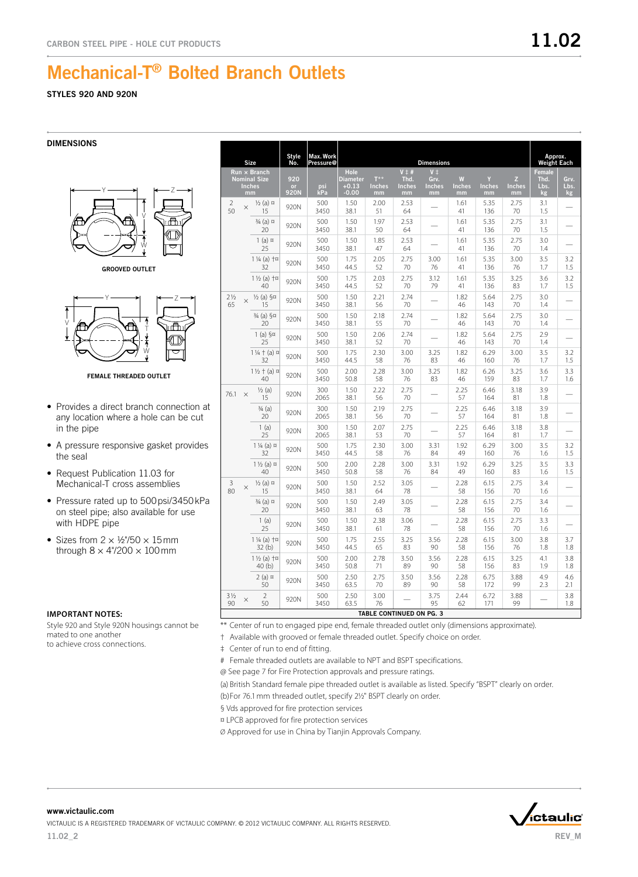# Mechanical-T® Bolted Branch Outlets

**STYLES 920 AND 920N**

## DIMENSIONS

GROOVED OUTLET

FEMALE THREADED OUTLET

- Provides a direct branch connection at any location where a hole can be cut in the pipe
- A pressure responsive gasket provides the seal
- Request Publication 11.03 for Mechanical-T cross assemblies
- Pressure rated up to 500 psi/3450 kPa on steel pipe; also available for use with HDPE pipe
- Sizes from 2 × ½"/50 × 15 mm through 8 × 4"/200 × 100 mm

### IMPORTANT NOTES:

Style 920 and Style 920N housings cannot be mated to one another to achieve cross connections.

| Size | | | Style No. | Max. Work Pressure@ | Dimensions | | | | | | | Approx. Weight Each | |
|---|---|---|---|---|---|---|---|---|---|---|---|---|---|
| Run × Branch Nominal Size Inches mm | | | 920 or 920N | psi kPa | Hole Diameter +0.13 -0.00 | T** Inches mm | V ‡ # Thd. Inches mm | V ‡ Grv. Inches mm | W Inches mm | Y Inches mm | Z Inches mm | Female Thd. Lbs. kg | Grv. Lbs. kg |
| 2 50 | × | ½ (a) ¤ 15 | 920N | 500 3450 | 1.50 38.1 | 2.00 51 | 2.53 64 | — | 1.61 41 | 5.35 136 | 2.75 70 | 3.1 1.5 | — |
| | | ¾ (a) ¤ 20 | 920N | 500 3450 | 1.50 38.1 | 1.97 50 | 2.53 64 | — | 1.61 41 | 5.35 136 | 2.75 70 | 3.1 1.5 | — |
| | | 1 (a) ¤ 25 | 920N | 500 3450 | 1.50 38.1 | 1.85 47 | 2.53 64 | — | 1.61 41 | 5.35 136 | 2.75 70 | 3.0 1.4 | — |
| | | 1 ¼ (a) †¤ 32 | 920N | 500 3450 | 1.75 44.5 | 2.05 52 | 2.75 70 | 3.00 76 | 1.61 41 | 5.35 136 | 3.00 76 | 3.5 1.7 | 3.2 1.5 |
| | | 1 ½ (a) †¤ 40 | 920N | 500 3450 | 1.75 44.5 | 2.03 52 | 2.75 70 | 3.12 79 | 1.61 41 | 5.35 136 | 3.25 83 | 3.6 1.7 | 3.2 1.5 |
| 2½ 65 | × | ½ (a) §¤ 15 | 920N | 500 3450 | 1.50 38.1 | 2.21 56 | 2.74 70 | — | 1.82 46 | 5.64 143 | 2.75 70 | 3.0 1.4 | — |
| | | ¾ (a) §¤ 20 | 920N | 500 3450 | 1.50 38.1 | 2.18 55 | 2.74 70 | — | 1.82 46 | 5.64 143 | 2.75 70 | 3.0 1.4 | — |
| | | 1 (a) §¤ 25 | 920N | 500 3450 | 1.50 38.1 | 2.06 52 | 2.74 70 | — | 1.82 46 | 5.64 143 | 2.75 70 | 2.9 1.4 | — |
| | | 1 ¼ † (a) ¤ 32 | 920N | 500 3450 | 1.75 44.5 | 2.30 58 | 3.00 76 | 3.25 83 | 1.82 46 | 6.29 160 | 3.00 76 | 3.5 1.7 | 3.2 1.5 |
| | | 1 ½ † (a) ¤ 40 | 920N | 500 3450 | 2.00 50.8 | 2.28 58 | 3.00 76 | 3.25 83 | 1.82 46 | 6.26 159 | 3.25 83 | 3.6 1.7 | 3.3 1.6 |
| 76.1 | × | ½ (a) 15 | 920N | 300 2065 | 1.50 38.1 | 2.22 56 | 2.75 70 | — | 2.25 57 | 6.46 164 | 3.18 81 | 3.9 1.8 | — |
| | | ¾ (a) 20 | 920N | 300 2065 | 1.50 38.1 | 2.19 56 | 2.75 70 | — | 2.25 57 | 6.46 164 | 3.18 81 | 3.9 1.8 | — |
| | | 1 (a) 25 | 920N | 300 2065 | 1.50 38.1 | 2.07 53 | 2.75 70 | — | 2.25 57 | 6.46 164 | 3.18 81 | 3.8 1.7 | — |
| | | 1 ¼ (a) ¤ 32 | 920N | 500 3450 | 1.75 44.5 | 2.30 58 | 3.00 76 | 3.31 84 | 1.92 49 | 6.29 160 | 3.00 76 | 3.5 1.6 | 3.2 1.5 |
| | | 1 ½ (a) ¤ 40 | 920N | 500 3450 | 2.00 50.8 | 2.28 58 | 3.00 76 | 3.31 84 | 1.92 49 | 6.29 160 | 3.25 83 | 3.5 1.6 | 3.3 1.5 |
| 3 80 | × | ½ (a) ¤ 15 | 920N | 500 3450 | 1.50 38.1 | 2.52 64 | 3.05 78 | — | 2.28 58 | 6.15 156 | 2.75 70 | 3.4 1.6 | — |
| | | ¾ (a) ¤ 20 | 920N | 500 3450 | 1.50 38.1 | 2.49 63 | 3.05 78 | — | 2.28 58 | 6.15 156 | 2.75 70 | 3.4 1.6 | — |
| | | 1 (a) 25 | 920N | 500 3450 | 1.50 38.1 | 2.38 61 | 3.06 78 | — | 2.28 58 | 6.15 156 | 2.75 70 | 3.3 1.6 | — |
| | | 1 ¼ (a) †¤ 32 (b) | 920N | 500 3450 | 1.75 44.5 | 2.55 65 | 3.25 83 | 3.56 90 | 2.28 58 | 6.15 156 | 3.00 76 | 3.8 1.8 | 3.7 1.8 |
| | | 1 ½ (a) †¤ 40 (b) | 920N | 500 3450 | 2.00 50.8 | 2.78 71 | 3.50 89 | 3.56 90 | 2.28 58 | 6.15 156 | 3.25 83 | 4.1 1.9 | 3.8 1.8 |
| | | 2 (a) ¤ 50 | 920N | 500 3450 | 2.50 63.5 | 2.75 70 | 3.50 89 | 3.56 90 | 2.28 58 | 6.75 172 | 3.88 99 | 4.9 2.3 | 4.6 2.1 |
| 3½ 90 | × | 2 50 | 920N | 500 3450 | 2.50 63.5 | 3.00 76 | — | 3.75 95 | 2.44 62 | 6.72 171 | 3.88 99 | — | 3.8 1.8 |

TABLE CONTINUED ON PG. 3

** Center of run to engaged pipe end, female threaded outlet only (dimensions approximate).

† Available with grooved or female threaded outlet. Specify choice on order.

‡ Center of run to end of fitting.

# Female threaded outlets are available to NPT and BSPT specifications.

@ See page 7 for Fire Protection approvals and pressure ratings.

(a) British Standard female pipe threaded outlet is available as listed. Specify "BSPT" clearly on order.

(b) For 76.1 mm threaded outlet, specify 2½" BSPT clearly on order.

§ Vds approved for fire protection services

¤ LPCB approved for fire protection services

Ø Approved for use in China by Tianjin Approvals Company.

www.victaulic.com

VICTAULIC IS A REGISTERED TRADEMARK OF VICTAULIC COMPANY. © 2012 VICTAULIC COMPANY. ALL RIGHTS RESERVED.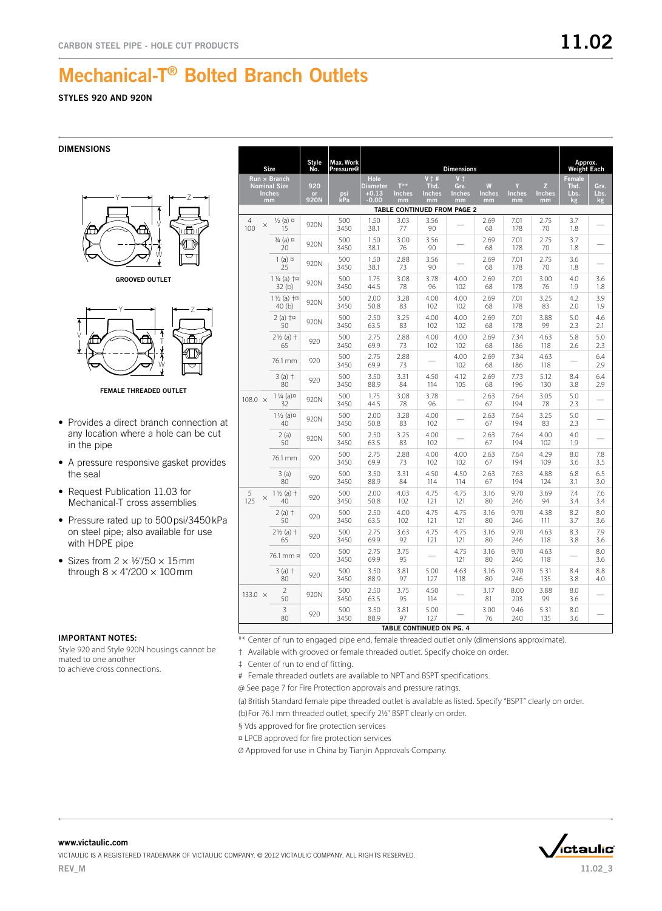# Mechanical-T® Bolted Branch Outlets

**STYLES 920 AND 920N**

## DIMENSIONS

GROOVED OUTLET

FEMALE THREADED OUTLET

- Provides a direct branch connection at any location where a hole can be cut in the pipe
- A pressure responsive gasket provides the seal
- Request Publication 11.03 for Mechanical-T cross assemblies
- Pressure rated up to 500 psi/3450 kPa on steel pipe; also available for use with HDPE pipe
- Sizes from 2 × ½"/50 × 15 mm through 8 × 4"/200 × 100 mm

### IMPORTANT NOTES:

Style 920 and Style 920N housings cannot be mated to one another to achieve cross connections.

| Size | | Style No. | Max. Work Pressure@ | Dimensions | | | | | | | Approx. Weight Each | |
|---|---|---|---|---|---|---|---|---|---|---|---|---|
| Run × Branch Nominal Size Inches mm | | 920 or 920N | psi kPa | Hole Diameter +0.13 -0.00 | T** Inches mm | V ‡ # Thd. Inches mm | V ‡ Grv. Inches mm | W Inches mm | Y Inches mm | Z Inches mm | Female Thd. Lbs. kg | Grv. Lbs. kg |
| TABLE CONTINUED FROM PAGE 2 | | | | | | | | | | | | |
| 4 × 100 | ½ (a) ¤ 15 | 920N | 500 3450 | 1.50 38.1 | 3.03 77 | 3.56 90 | — | 2.69 68 | 7.01 178 | 2.75 70 | 3.7 1.8 | — |
| | ¾ (a) ¤ 20 | 920N | 500 3450 | 1.50 38.1 | 3.00 76 | 3.56 90 | — | 2.69 68 | 7.01 178 | 2.75 70 | 3.7 1.8 | — |
| | 1 (a) ¤ 25 | 920N | 500 3450 | 1.50 38.1 | 2.88 73 | 3.56 90 | — | 2.69 68 | 7.01 178 | 2.75 70 | 3.6 1.8 | — |
| | 1¼ (a) †¤ 32 (b) | 920N | 500 3450 | 1.75 44.5 | 3.08 78 | 3.78 96 | 4.00 102 | 2.69 68 | 7.01 178 | 3.00 76 | 4.0 1.9 | 3.6 1.8 |
| | 1½ (a) †¤ 40 (b) | 920N | 500 3450 | 2.00 50.8 | 3.28 83 | 4.00 102 | 4.00 102 | 2.69 68 | 7.01 178 | 3.25 83 | 4.2 2.0 | 3.9 1.9 |
| | 2 (a) †¤ 50 | 920N | 500 3450 | 2.50 63.5 | 3.25 83 | 4.00 102 | 4.00 102 | 2.69 68 | 7.01 178 | 3.88 99 | 5.0 2.3 | 4.6 2.1 |
| | 2½ (a) † 65 | 920 | 500 3450 | 2.75 69.9 | 2.88 73 | 4.00 102 | 4.00 102 | 2.69 68 | 7.34 186 | 4.63 118 | 5.8 2.6 | 5.0 2.3 |
| | 76.1 mm | 920 | 500 3450 | 2.75 69.9 | 2.88 73 | — | 4.00 102 | 2.69 68 | 7.34 186 | 4.63 118 | — | 6.4 2.9 |
| | 3 (a) † 80 | 920 | 500 3450 | 3.50 88.9 | 3.31 84 | 4.50 114 | 4.12 105 | 2.69 68 | 7.73 196 | 5.12 130 | 8.4 3.8 | 6.4 2.9 |
| 108.0 × | 1¼ (a)¤ 32 | 920N | 500 3450 | 1.75 44.5 | 3.08 78 | 3.78 96 | — | 2.63 67 | 7.64 194 | 3.05 78 | 5.0 2.3 | — |
| | 1½ (a)¤ 40 | 920N | 500 3450 | 2.00 50.8 | 3.28 83 | 4.00 102 | — | 2.63 67 | 7.64 194 | 3.25 83 | 5.0 2.3 | — |
| | 2 (a) 50 | 920N | 500 3450 | 2.50 63.5 | 3.25 83 | 4.00 102 | — | 2.63 67 | 7.64 194 | 4.00 102 | 4.0 1.9 | — |
| | 76.1 mm | 920 | 500 3450 | 2.75 69.9 | 2.88 73 | 4.00 102 | 4.00 102 | 2.63 67 | 7.64 194 | 4.29 109 | 8.0 3.6 | 7.8 3.5 |
| | 3 (a) 80 | 920 | 500 3450 | 3.50 88.9 | 3.31 84 | 4.50 114 | 4.50 114 | 2.63 67 | 7.63 194 | 4.88 124 | 6.8 3.1 | 6.5 3.0 |
| 5 × 125 | 1½ (a) † 40 | 920 | 500 3450 | 2.00 50.8 | 4.03 102 | 4.75 121 | 4.75 121 | 3.16 80 | 9.70 246 | 3.69 94 | 7.4 3.4 | 7.6 3.4 |
| | 2 (a) † 50 | 920 | 500 3450 | 2.50 63.5 | 4.00 102 | 4.75 121 | 4.75 121 | 3.16 80 | 9.70 246 | 4.38 111 | 8.2 3.7 | 8.0 3.6 |
| | 2½ (a) † 65 | 920 | 500 3450 | 2.75 69.9 | 3.63 92 | 4.75 121 | 4.75 121 | 3.16 80 | 9.70 246 | 4.63 118 | 8.3 3.8 | 7.9 3.6 |
| | 76.1 mm ¤ | 920 | 500 3450 | 2.75 69.9 | 3.75 95 | — | 4.75 121 | 3.16 80 | 9.70 246 | 4.63 118 | — | 8.0 3.6 |
| | 3 (a) † 80 | 920 | 500 3450 | 3.50 88.9 | 3.81 97 | 5.00 127 | 4.63 118 | 3.16 80 | 9.70 246 | 5.31 135 | 8.4 3.8 | 8.8 4.0 |
| 133.0 × | 2 50 | 920N | 500 3450 | 2.50 63.5 | 3.75 95 | 4.50 114 | — | 3.17 81 | 8.00 203 | 3.88 99 | 8.0 3.6 | — |
| | 3 80 | 920 | 500 3450 | 3.50 88.9 | 3.81 97 | 5.00 127 | — | 3.00 76 | 9.46 240 | 5.31 135 | 8.0 3.6 | — |
| TABLE CONTINUED ON PG. 4 | | | | | | | | | | | | |

** Center of run to engaged pipe end, female threaded outlet only (dimensions approximate).

† Available with grooved or female threaded outlet. Specify choice on order.

‡ Center of run to end of fitting.

# Female threaded outlets are available to NPT and BSPT specifications.

@ See page 7 for Fire Protection approvals and pressure ratings.

(a) British Standard female pipe threaded outlet is available as listed. Specify "BSPT" clearly on order.

(b) For 76.1 mm threaded outlet, specify 2½" BSPT clearly on order.

§ Vds approved for fire protection services

¤ LPCB approved for fire protection services

Ø Approved for use in China by Tianjin Approvals Company.

www.victaulic.com

VICTAULIC IS A REGISTERED TRADEMARK OF VICTAULIC COMPANY. © 2012 VICTAULIC COMPANY. ALL RIGHTS RESERVED.

REV_M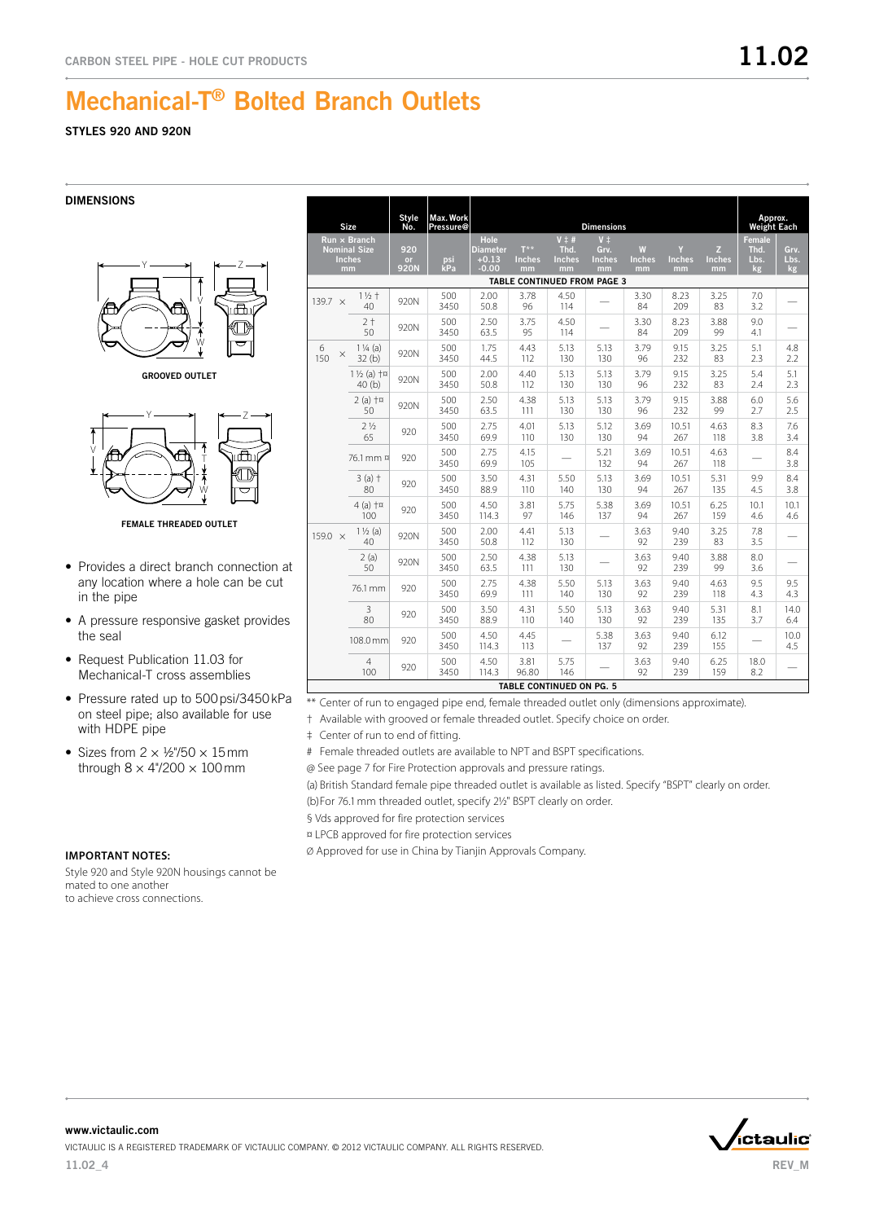# Mechanical-T® Bolted Branch Outlets

**STYLES 920 AND 920N**

## DIMENSIONS

GROOVED OUTLET

FEMALE THREADED OUTLET

- Provides a direct branch connection at any location where a hole can be cut in the pipe
- A pressure responsive gasket provides the seal
- Request Publication 11.03 for Mechanical-T cross assemblies
- Pressure rated up to 500 psi/3450 kPa on steel pipe; also available for use with HDPE pipe
- Sizes from 2 × ½"/50 × 15 mm through 8 × 4"/200 × 100 mm

### IMPORTANT NOTES:

Style 920 and Style 920N housings cannot be mated to one another to achieve cross connections.

| Size | | Style No. | Max. Work Pressure@ | Dimensions | | | | | | | Approx. Weight Each | |
|---|---|---|---|---|---|---|---|---|---|---|---|---|
| Run × Branch Nominal Size Inches mm | | 920 or 920N | psi kPa | Hole Diameter +0.13 -0.00 | T** Inches mm | V ‡ # Thd. Inches mm | V ‡ Grv. Inches mm | W Inches mm | Y Inches mm | Z Inches mm | Female Thd. Lbs. kg | Grv. Lbs. kg |
| TABLE CONTINUED FROM PAGE 3 | | | | | | | | | | | | |
| 139.7 × | 1½ † 40 | 920N | 500 3450 | 2.00 50.8 | 3.78 96 | 4.50 114 | — | 3.30 84 | 8.23 209 | 3.25 83 | 7.0 3.2 | — |
| | 2 † 50 | 920N | 500 3450 | 2.50 63.5 | 3.75 95 | 4.50 114 | — | 3.30 84 | 8.23 209 | 3.88 99 | 9.0 4.1 | — |
| 6 150 × | 1¼ (a) 32 (b) | 920N | 500 3450 | 1.75 44.5 | 4.43 112 | 5.13 130 | 5.13 130 | 3.79 96 | 9.15 232 | 3.25 83 | 5.1 2.3 | 4.8 2.2 |
| | 1½ (a) †¤ 40 (b) | 920N | 500 3450 | 2.00 50.8 | 4.40 112 | 5.13 130 | 5.13 130 | 3.79 96 | 9.15 232 | 3.25 83 | 5.4 2.4 | 5.1 2.3 |
| | 2 (a) †¤ 50 | 920N | 500 3450 | 2.50 63.5 | 4.38 111 | 5.13 130 | 5.13 130 | 3.79 96 | 9.15 232 | 3.88 99 | 6.0 2.7 | 5.6 2.5 |
| | 2½ 65 | 920 | 500 3450 | 2.75 69.9 | 4.01 110 | 5.13 130 | 5.12 130 | 3.69 94 | 10.51 267 | 4.63 118 | 8.3 3.8 | 7.6 3.4 |
| | 76.1 mm ¤ | 920 | 500 3450 | 2.75 69.9 | 4.15 105 | — | 5.21 132 | 3.69 94 | 10.51 267 | 4.63 118 | — | 8.4 3.8 |
| | 3 (a) † 80 | 920 | 500 3450 | 3.50 88.9 | 4.31 110 | 5.50 140 | 5.13 130 | 3.69 94 | 10.51 267 | 5.31 135 | 9.9 4.5 | 8.4 3.8 |
| | 4 (a) †¤ 100 | 920 | 500 3450 | 4.50 114.3 | 3.81 97 | 5.75 146 | 5.38 137 | 3.69 94 | 10.51 267 | 6.25 159 | 10.1 4.6 | 10.1 4.6 |
| 159.0 × | 1½ (a) 40 | 920N | 500 3450 | 2.00 50.8 | 4.41 112 | 5.13 130 | — | 3.63 92 | 9.40 239 | 3.25 83 | 7.8 3.5 | — |
| | 2 (a) 50 | 920N | 500 3450 | 2.50 63.5 | 4.38 111 | 5.13 130 | — | 3.63 92 | 9.40 239 | 3.88 99 | 8.0 3.6 | — |
| | 76.1 mm | 920 | 500 3450 | 2.75 69.9 | 4.38 111 | 5.50 140 | 5.13 130 | 3.63 92 | 9.40 239 | 4.63 118 | 9.5 4.3 | 9.5 4.3 |
| | 3 80 | 920 | 500 3450 | 3.50 88.9 | 4.31 110 | 5.50 140 | 5.13 130 | 3.63 92 | 9.40 239 | 5.31 135 | 8.1 3.7 | 14.0 6.4 |
| | 108.0 mm | 920 | 500 3450 | 4.50 114.3 | 4.45 113 | — | 5.38 137 | 3.63 92 | 9.40 239 | 6.12 155 | — | 10.0 4.5 |
| | 4 100 | 920 | 500 3450 | 4.50 114.3 | 3.81 96.80 | 5.75 146 | — | 3.63 92 | 9.40 239 | 6.25 159 | 18.0 8.2 | — |
| TABLE CONTINUED ON PG. 5 | | | | | | | | | | | | |

** Center of run to engaged pipe end, female threaded outlet only (dimensions approximate).

† Available with grooved or female threaded outlet. Specify choice on order.

‡ Center of run to end of fitting.

# Female threaded outlets are available to NPT and BSPT specifications.

@ See page 7 for Fire Protection approvals and pressure ratings.

(a) British Standard female pipe threaded outlet is available as listed. Specify "BSPT" clearly on order.

(b) For 76.1 mm threaded outlet, specify 2½" BSPT clearly on order.

§ Vds approved for fire protection services

¤ LPCB approved for fire protection services

Ø Approved for use in China by Tianjin Approvals Company.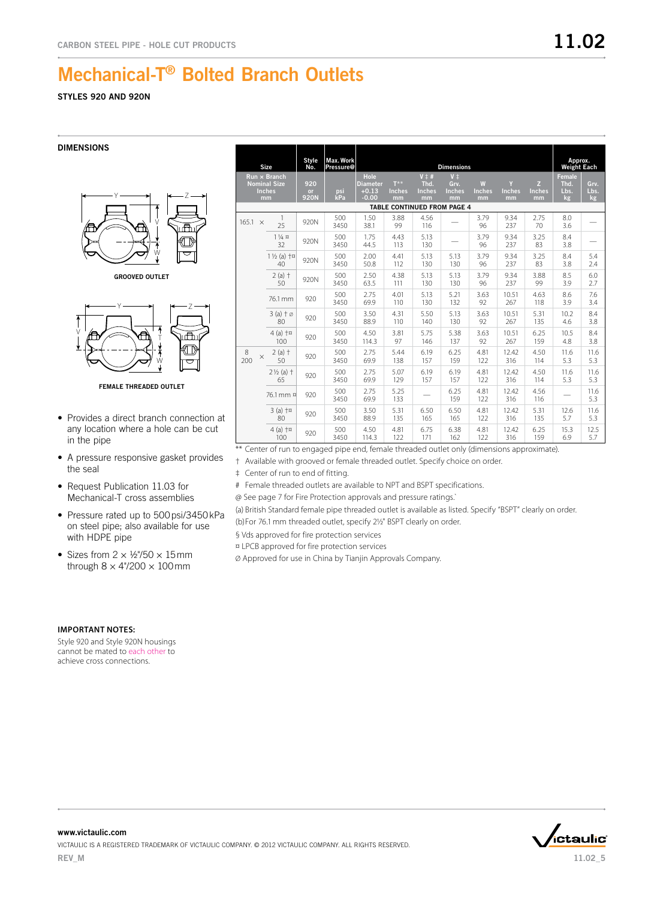# Mechanical-T® Bolted Branch Outlets

STYLES 920 AND 920N

## DIMENSIONS

GROOVED OUTLET

FEMALE THREADED OUTLET

- Provides a direct branch connection at any location where a hole can be cut in the pipe
- A pressure responsive gasket provides the seal
- Request Publication 11.03 for Mechanical-T cross assemblies
- Pressure rated up to 500 psi/3450 kPa on steel pipe; also available for use with HDPE pipe
- Sizes from 2 × ½"/50 × 15 mm through 8 × 4"/200 × 100 mm

| Size | | Style No. | Max. Work Pressure@ | Dimensions | | | | | | | Approx. Weight Each | |
|---|---|---|---|---|---|---|---|---|---|---|---|---|
| Run × Branch Nominal Size Inches mm | | 920 or 920N | psi kPa | Hole Diameter +0.13 -0.00 | T** Inches mm | V ‡ # Thd. Inches mm | V ‡ Grv. Inches mm | W Inches mm | Y Inches mm | Z Inches mm | Female Thd. Lbs. kg | Grv. Lbs. kg |
| TABLE CONTINUED FROM PAGE 4 | | | | | | | | | | | | |
| 165.1 × | 1 25 | 920N | 500 3450 | 1.50 38.1 | 3.88 99 | 4.56 116 | — | 3.79 96 | 9.34 237 | 2.75 70 | 8.0 3.6 | — |
| | 1¼ ¤ 32 | 920N | 500 3450 | 1.75 44.5 | 4.43 113 | 5.13 130 | — | 3.79 96 | 9.34 237 | 3.25 83 | 8.4 3.8 | — |
| | 1½ (a) †¤ 40 | 920N | 500 3450 | 2.00 50.8 | 4.41 112 | 5.13 130 | 5.13 130 | 3.79 96 | 9.34 237 | 3.25 83 | 8.4 3.8 | 5.4 2.4 |
| | 2 (a) † 50 | 920N | 500 3450 | 2.50 63.5 | 4.38 111 | 5.13 130 | 5.13 130 | 3.79 96 | 9.34 237 | 3.88 99 | 8.5 3.9 | 6.0 2.7 |
| | 76.1 mm | 920 | 500 3450 | 2.75 69.9 | 4.01 110 | 5.13 130 | 5.21 132 | 3.63 92 | 10.51 267 | 4.63 118 | 8.6 3.9 | 7.6 3.4 |
| | 3 (a) † ⌀ 80 | 920 | 500 3450 | 3.50 88.9 | 4.31 110 | 5.50 140 | 5.13 130 | 3.63 92 | 10.51 267 | 5.31 135 | 10.2 4.6 | 8.4 3.8 |
| | 4 (a) †¤ 100 | 920 | 500 3450 | 4.50 114.3 | 3.81 97 | 5.75 146 | 5.38 137 | 3.63 92 | 10.51 267 | 6.25 159 | 10.5 4.8 | 8.4 3.8 |
| 8 200 × | 2 (a) † 50 | 920 | 500 3450 | 2.75 69.9 | 5.44 138 | 6.19 157 | 6.25 159 | 4.81 122 | 12.42 316 | 4.50 114 | 11.6 5.3 | 11.6 5.3 |
| | 2½ (a) † 65 | 920 | 500 3450 | 2.75 69.9 | 5.07 129 | 6.19 157 | 6.19 157 | 4.81 122 | 12.42 316 | 4.50 114 | 11.6 5.3 | 11.6 5.3 |
| | 76.1 mm ¤ | 920 | 500 3450 | 2.75 69.9 | 5.25 133 | — | 6.25 159 | 4.81 122 | 12.42 316 | 4.56 116 | — | 11.6 5.3 |
| | 3 (a) †¤ 80 | 920 | 500 3450 | 3.50 88.9 | 5.31 135 | 6.50 165 | 6.50 165 | 4.81 122 | 12.42 316 | 5.31 135 | 12.6 5.7 | 11.6 5.3 |
| | 4 (a) †¤ 100 | 920 | 500 3450 | 4.50 114.3 | 4.81 122 | 6.75 171 | 6.38 162 | 4.81 122 | 12.42 316 | 6.25 159 | 15.3 6.9 | 12.5 5.7 |

** Center of run to engaged pipe end, female threaded outlet only (dimensions approximate).

† Available with grooved or female threaded outlet. Specify choice on order.

‡ Center of run to end of fitting.

# Female threaded outlets are available to NPT and BSPT specifications.

@ See page 7 for Fire Protection approvals and pressure ratings.`

(a) British Standard female pipe threaded outlet is available as listed. Specify "BSPT" clearly on order.

(b) For 76.1 mm threaded outlet, specify 2½" BSPT clearly on order.

§ Vds approved for fire protection services

¤ LPCB approved for fire protection services

⌀ Approved for use in China by Tianjin Approvals Company.

**IMPORTANT NOTES:**

Style 920 and Style 920N housings cannot be mated to each other to achieve cross connections.

www.victaulic.com

VICTAULIC IS A REGISTERED TRADEMARK OF VICTAULIC COMPANY. © 2012 VICTAULIC COMPANY. ALL RIGHTS RESERVED.

REV_M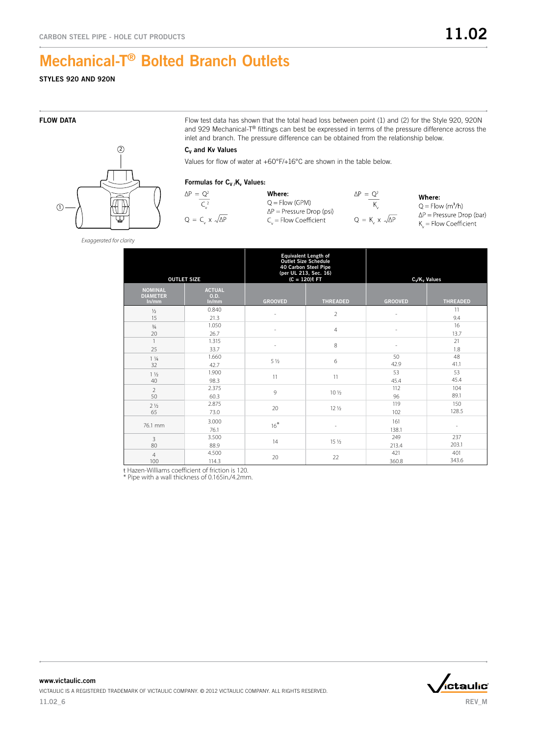# Mechanical-T® Bolted Branch Outlets

STYLES 920 AND 920N

## FLOW DATA

Flow test data has shown that the total head loss between point (1) and (2) for the Style 920, 920N and 929 Mechanical-T® fittings can best be expressed in terms of the pressure difference across the inlet and branch. The pressure difference can be obtained from the relationship below.

### $C_V$ and Kv Values

Values for flow of water at +60°F/+16°C are shown in the table below.

### Formulas for $C_V$/$K_V$ Values:

$$\Delta P = \frac{Q^2}{C_v^2}$$

$$Q = C_v \times \sqrt{\Delta P}$$

**Where:**
Q = Flow (GPM)
ΔP = Pressure Drop (psi)
$C_v$ = Flow Coefficient

$$\Delta P = \frac{Q^2}{K_v}$$

$$Q = K_v \times \sqrt{\Delta P}$$

**Where:**
Q = Flow ($m^3/h$)
ΔP = Pressure Drop (bar)
$K_v$ = Flow Coefficient

*Exaggerated for clarity*

| OUTLET SIZE | | Equivalent Length of Outlet Size Schedule 40 Carbon Steel Pipe (per UL 213, Sec. 16) (C = 120)† FT | | $C_v$/$K_v$ Values | |
|---|---|---|---|---|---|
| NOMINAL DIAMETER In/mm | ACTUAL O.D. In/mm | GROOVED | THREADED | GROOVED | THREADED |
| ½<br>15 | 0.840<br>21.3 | - | 2 | - | 11<br>9.4 |
| ¾<br>20 | 1.050<br>26.7 | - | 4 | - | 16<br>13.7 |
| 1<br>25 | 1.315<br>33.7 | - | 8 | - | 21<br>1.8 |
| 1 ¼<br>32 | 1.660<br>42.7 | 5 ½ | 6 | 50<br>42.9 | 48<br>41.1 |
| 1 ½<br>40 | 1.900<br>98.3 | 11 | 11 | 53<br>45.4 | 53<br>45.4 |
| 2<br>50 | 2.375<br>60.3 | 9 | 10 ½ | 112<br>96 | 104<br>89.1 |
| 2 ½<br>65 | 2.875<br>73.0 | 20 | 12 ½ | 119<br>102 | 150<br>128.5 |
| 76.1 mm | 3.000<br>76.1 | 16* | - | 161<br>138.1 | - |
| 3<br>80 | 3.500<br>88.9 | 14 | 15 ½ | 249<br>213.4 | 237<br>203.1 |
| 4<br>100 | 4.500<br>114.3 | 20 | 22 | 421<br>360.8 | 401<br>343.6 |

† Hazen-Williams coefficient of friction is 120.
* Pipe with a wall thickness of 0.165in./4.2mm.

www.victaulic.com
VICTAULIC IS A REGISTERED TRADEMARK OF VICTAULIC COMPANY. © 2012 VICTAULIC COMPANY. ALL RIGHTS RESERVED.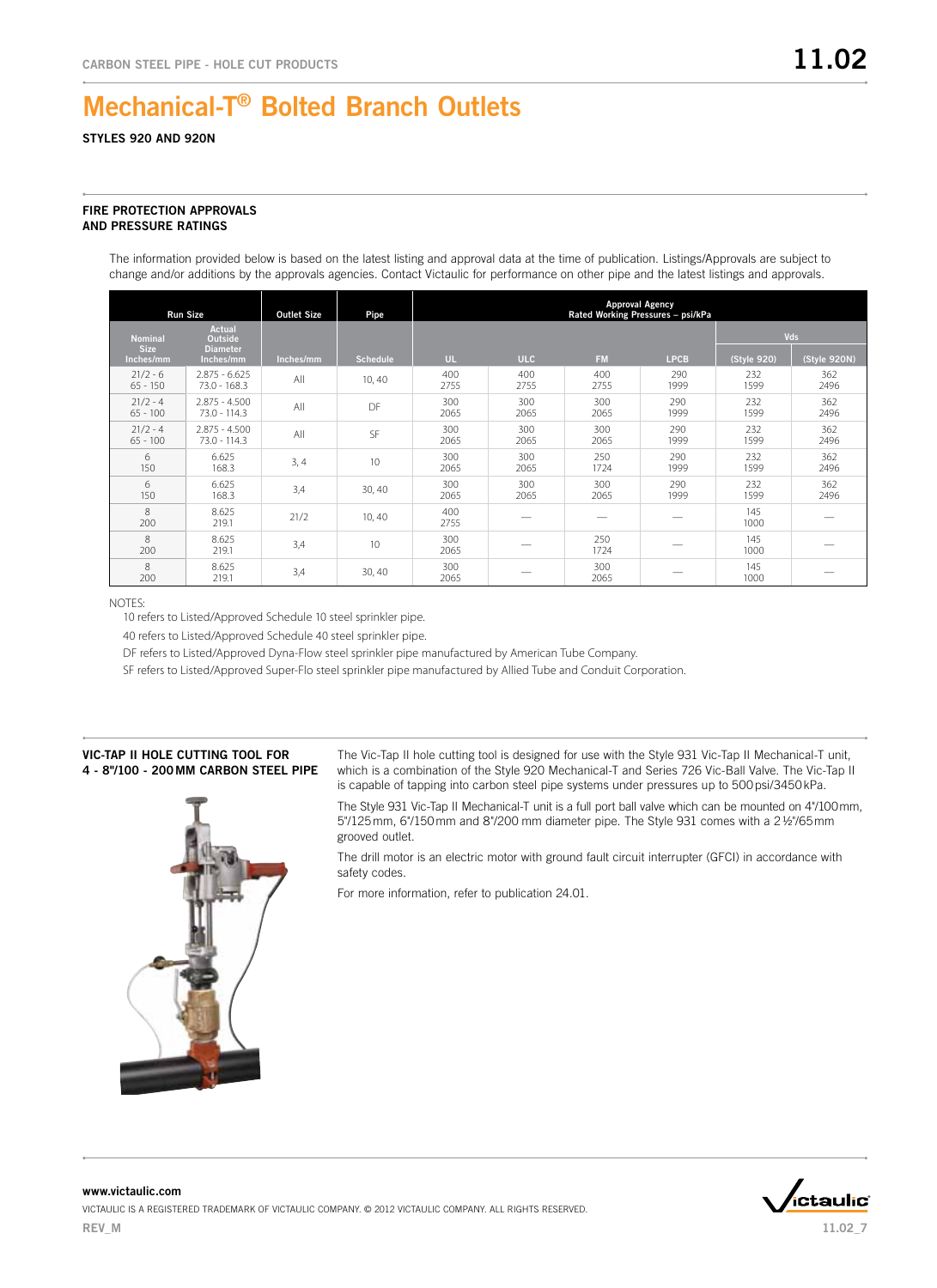# Mechanical-T® Bolted Branch Outlets

**STYLES 920 AND 920N**

## FIRE PROTECTION APPROVALS AND PRESSURE RATINGS

The information provided below is based on the latest listing and approval data at the time of publication. Listings/Approvals are subject to change and/or additions by the approvals agencies. Contact Victaulic for performance on other pipe and the latest listings and approvals.

| Run Size | | Outlet Size | Pipe | Approval Agency Rated Working Pressures – psi/kPa | | | | | |
|---|---|---|---|---|---|---|---|---|---|
| | | | | | | | | Vds | |
| Nominal Size Inches/mm | Actual Outside Diameter Inches/mm | Inches/mm | Schedule | UL | ULC | FM | LPCB | (Style 920) | (Style 920N) |
| 21/2 - 6<br>65 - 150 | 2.875 - 6.625<br>73.0 - 168.3 | All | 10, 40 | 400<br>2755 | 400<br>2755 | 400<br>2755 | 290<br>1999 | 232<br>1599 | 362<br>2496 |
| 21/2 - 4<br>65 - 100 | 2.875 - 4.500<br>73.0 - 114.3 | All | DF | 300<br>2065 | 300<br>2065 | 300<br>2065 | 290<br>1999 | 232<br>1599 | 362<br>2496 |
| 21/2 - 4<br>65 - 100 | 2.875 - 4.500<br>73.0 - 114.3 | All | SF | 300<br>2065 | 300<br>2065 | 300<br>2065 | 290<br>1999 | 232<br>1599 | 362<br>2496 |
| 6<br>150 | 6.625<br>168.3 | 3, 4 | 10 | 300<br>2065 | 300<br>2065 | 250<br>1724 | 290<br>1999 | 232<br>1599 | 362<br>2496 |
| 6<br>150 | 6.625<br>168.3 | 3,4 | 30, 40 | 300<br>2065 | 300<br>2065 | 300<br>2065 | 290<br>1999 | 232<br>1599 | 362<br>2496 |
| 8<br>200 | 8.625<br>219.1 | 21/2 | 10, 40 | 400<br>2755 | — | — | — | 145<br>1000 | — |
| 8<br>200 | 8.625<br>219.1 | 3,4 | 10 | 300<br>2065 | — | 250<br>1724 | — | 145<br>1000 | — |
| 8<br>200 | 8.625<br>219.1 | 3,4 | 30, 40 | 300<br>2065 | — | 300<br>2065 | — | 145<br>1000 | — |

NOTES:

10 refers to Listed/Approved Schedule 10 steel sprinkler pipe.

40 refers to Listed/Approved Schedule 40 steel sprinkler pipe.

DF refers to Listed/Approved Dyna-Flow steel sprinkler pipe manufactured by American Tube Company.

SF refers to Listed/Approved Super-Flo steel sprinkler pipe manufactured by Allied Tube and Conduit Corporation.

## VIC-TAP II HOLE CUTTING TOOL FOR 4 - 8"/100 - 200 MM CARBON STEEL PIPE

The Vic-Tap II hole cutting tool is designed for use with the Style 931 Vic-Tap II Mechanical-T unit, which is a combination of the Style 920 Mechanical-T and Series 726 Vic-Ball Valve. The Vic-Tap II is capable of tapping into carbon steel pipe systems under pressures up to 500 psi/3450 kPa.

The Style 931 Vic-Tap II Mechanical-T unit is a full port ball valve which can be mounted on 4"/100 mm, 5"/125 mm, 6"/150 mm and 8"/200 mm diameter pipe. The Style 931 comes with a 2½"/65 mm grooved outlet.

The drill motor is an electric motor with ground fault circuit interrupter (GFCI) in accordance with safety codes.

For more information, refer to publication 24.01.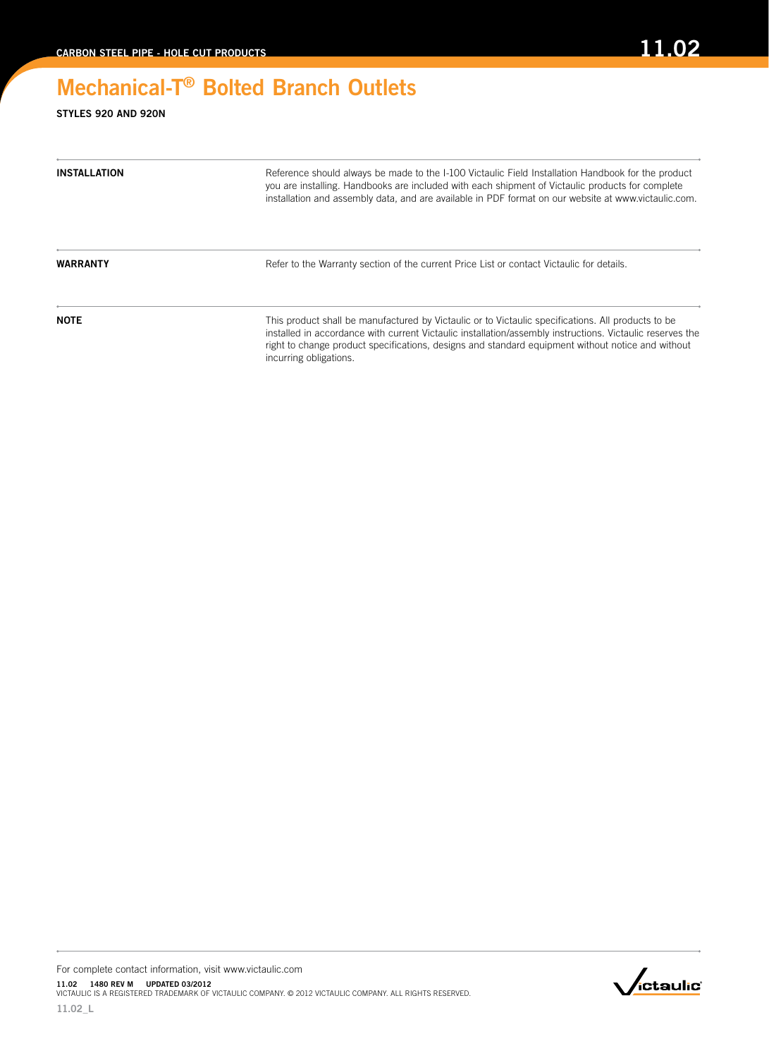# Mechanical-T® Bolted Branch Outlets

**STYLES 920 AND 920N**

**INSTALLATION**

Reference should always be made to the I-100 Victaulic Field Installation Handbook for the product you are installing. Handbooks are included with each shipment of Victaulic products for complete installation and assembly data, and are available in PDF format on our website at www.victaulic.com.

**WARRANTY**

Refer to the Warranty section of the current Price List or contact Victaulic for details.

**NOTE**

This product shall be manufactured by Victaulic or to Victaulic specifications. All products to be installed in accordance with current Victaulic installation/assembly instructions. Victaulic reserves the right to change product specifications, designs and standard equipment without notice and without incurring obligations.

For complete contact information, visit www.victaulic.com

11.02 1480 REV M UPDATED 03/2012

VICTAULIC IS A REGISTERED TRADEMARK OF VICTAULIC COMPANY. © 2012 VICTAULIC COMPANY. ALL RIGHTS RESERVED.